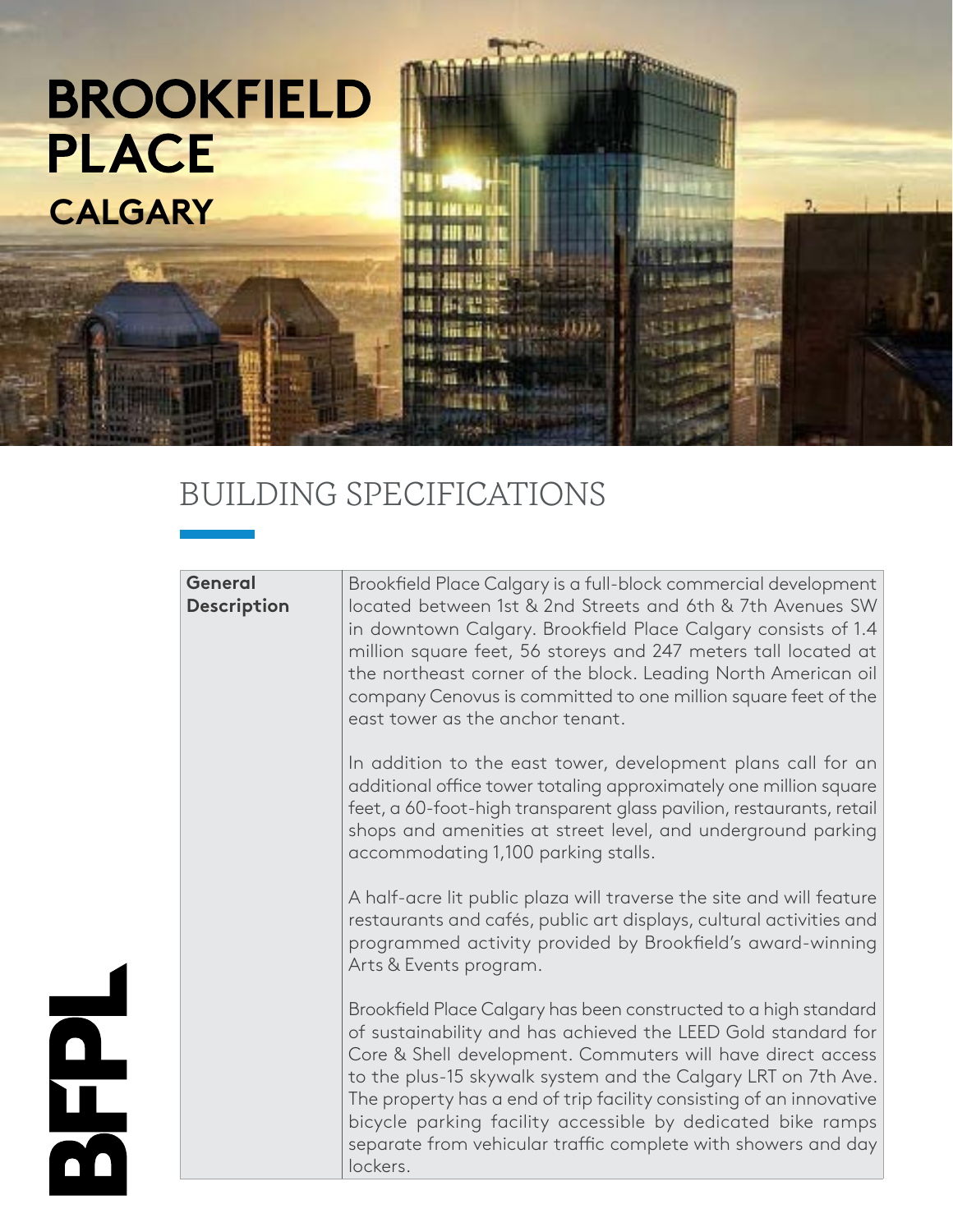# BROOKFIELD PLACE CALGARY

## BUILDING SPECIFICATIONS

| | |
|---|---|
| **General Description** | Brookfield Place Calgary is a full-block commercial development located between 1st & 2nd Streets and 6th & 7th Avenues SW in downtown Calgary. Brookfield Place Calgary consists of 1.4 million square feet, 56 storeys and 247 meters tall located at the northeast corner of the block. Leading North American oil company Cenovus is committed to one million square feet of the east tower as the anchor tenant.<br><br>In addition to the east tower, development plans call for an additional office tower totaling approximately one million square feet, a 60-foot-high transparent glass pavilion, restaurants, retail shops and amenities at street level, and underground parking accommodating 1,100 parking stalls.<br><br>A half-acre lit public plaza will traverse the site and will feature restaurants and cafés, public art displays, cultural activities and programmed activity provided by Brookfield's award-winning Arts & Events program.<br><br>Brookfield Place Calgary has been constructed to a high standard of sustainability and has achieved the LEED Gold standard for Core & Shell development. Commuters will have direct access to the plus-15 skywalk system and the Calgary LRT on 7th Ave. The property has a end of trip facility consisting of an innovative bicycle parking facility accessible by dedicated bike ramps separate from vehicular traffic complete with showers and day lockers. |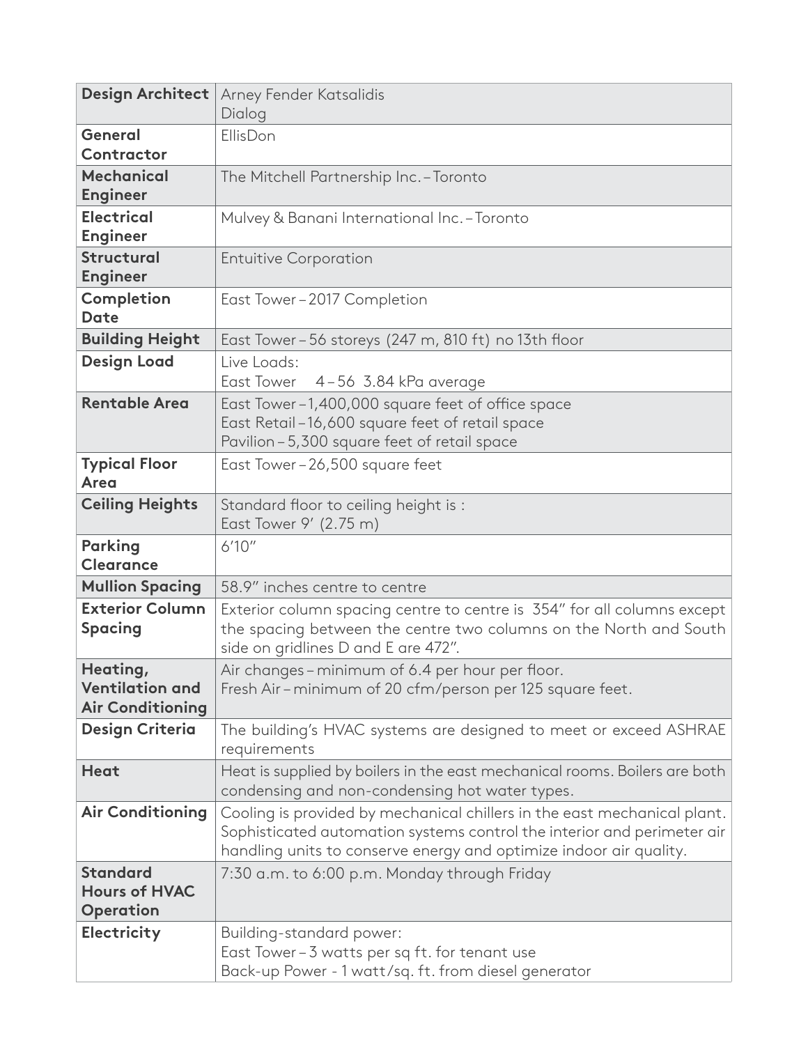| | |
|---|---|
| **Design Architect** | Arney Fender Katsalidis<br>Dialog |
| **General Contractor** | EllisDon |
| **Mechanical Engineer** | The Mitchell Partnership Inc. – Toronto |
| **Electrical Engineer** | Mulvey & Banani International Inc. – Toronto |
| **Structural Engineer** | Entuitive Corporation |
| **Completion Date** | East Tower – 2017 Completion |
| **Building Height** | East Tower – 56 storeys (247 m, 810 ft) no 13th floor |
| **Design Load** | Live Loads:<br>East Tower 4 – 56 3.84 kPa average |
| **Rentable Area** | East Tower – 1,400,000 square feet of office space<br>East Retail – 16,600 square feet of retail space<br>Pavilion – 5,300 square feet of retail space |
| **Typical Floor Area** | East Tower – 26,500 square feet |
| **Ceiling Heights** | Standard floor to ceiling height is :<br>East Tower 9' (2.75 m) |
| **Parking Clearance** | 6'10" |
| **Mullion Spacing** | 58.9" inches centre to centre |
| **Exterior Column Spacing** | Exterior column spacing centre to centre is 354" for all columns except the spacing between the centre two columns on the North and South side on gridlines D and E are 472". |
| **Heating, Ventilation and Air Conditioning** | Air changes – minimum of 6.4 per hour per floor.<br>Fresh Air – minimum of 20 cfm/person per 125 square feet. |
| **Design Criteria** | The building's HVAC systems are designed to meet or exceed ASHRAE requirements |
| **Heat** | Heat is supplied by boilers in the east mechanical rooms. Boilers are both condensing and non-condensing hot water types. |
| **Air Conditioning** | Cooling is provided by mechanical chillers in the east mechanical plant. Sophisticated automation systems control the interior and perimeter air handling units to conserve energy and optimize indoor air quality. |
| **Standard Hours of HVAC Operation** | 7:30 a.m. to 6:00 p.m. Monday through Friday |
| **Electricity** | Building-standard power:<br>East Tower – 3 watts per sq ft. for tenant use<br>Back-up Power - 1 watt/sq. ft. from diesel generator |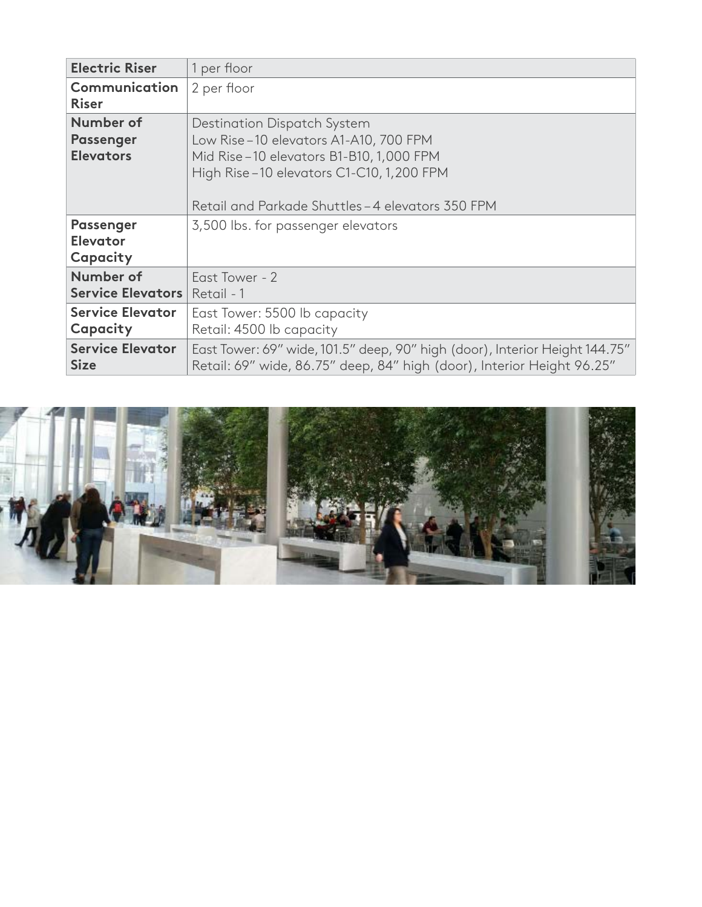| | |
|---|---|
| **Electric Riser** | 1 per floor |
| **Communication Riser** | 2 per floor |
| **Number of Passenger Elevators** | Destination Dispatch System<br>Low Rise – 10 elevators A1-A10, 700 FPM<br>Mid Rise – 10 elevators B1-B10, 1,000 FPM<br>High Rise – 10 elevators C1-C10, 1,200 FPM<br><br>Retail and Parkade Shuttles – 4 elevators 350 FPM |
| **Passenger Elevator Capacity** | 3,500 lbs. for passenger elevators |
| **Number of Service Elevators** | East Tower - 2<br>Retail - 1 |
| **Service Elevator Capacity** | East Tower: 5500 lb capacity<br>Retail: 4500 lb capacity |
| **Service Elevator Size** | East Tower: 69" wide, 101.5" deep, 90" high (door), Interior Height 144.75"<br>Retail: 69" wide, 86.75" deep, 84" high (door), Interior Height 96.25" |